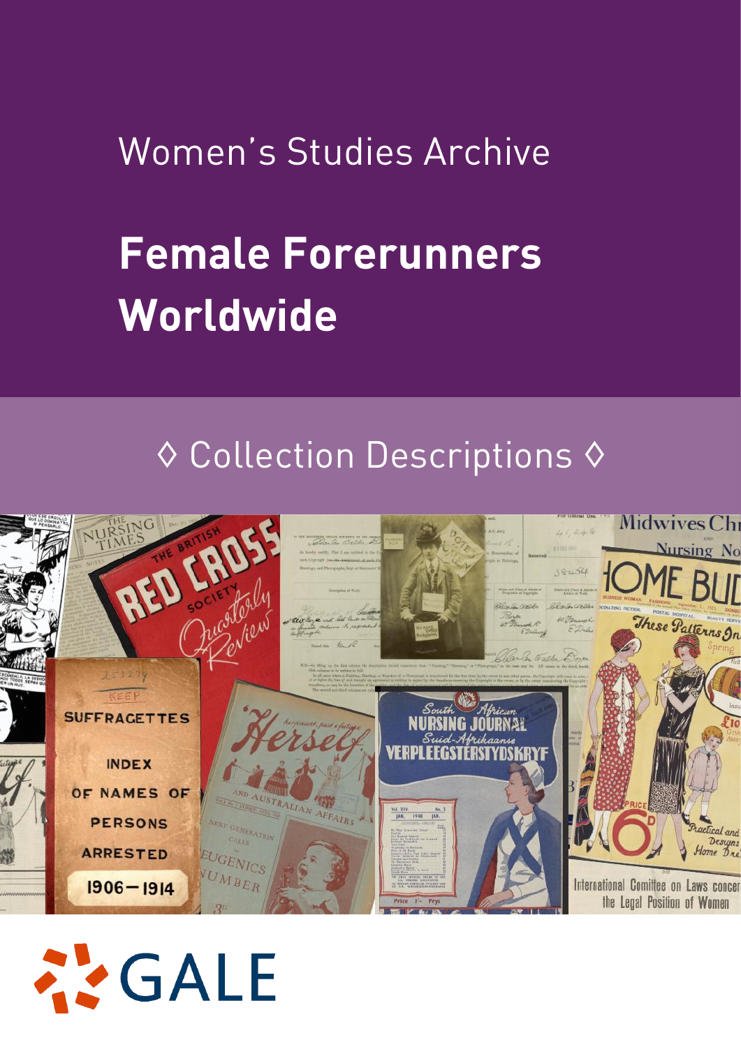Women's Studies Archive

# Female Forerunners Worldwide

◊ Collection Descriptions ◊

GALE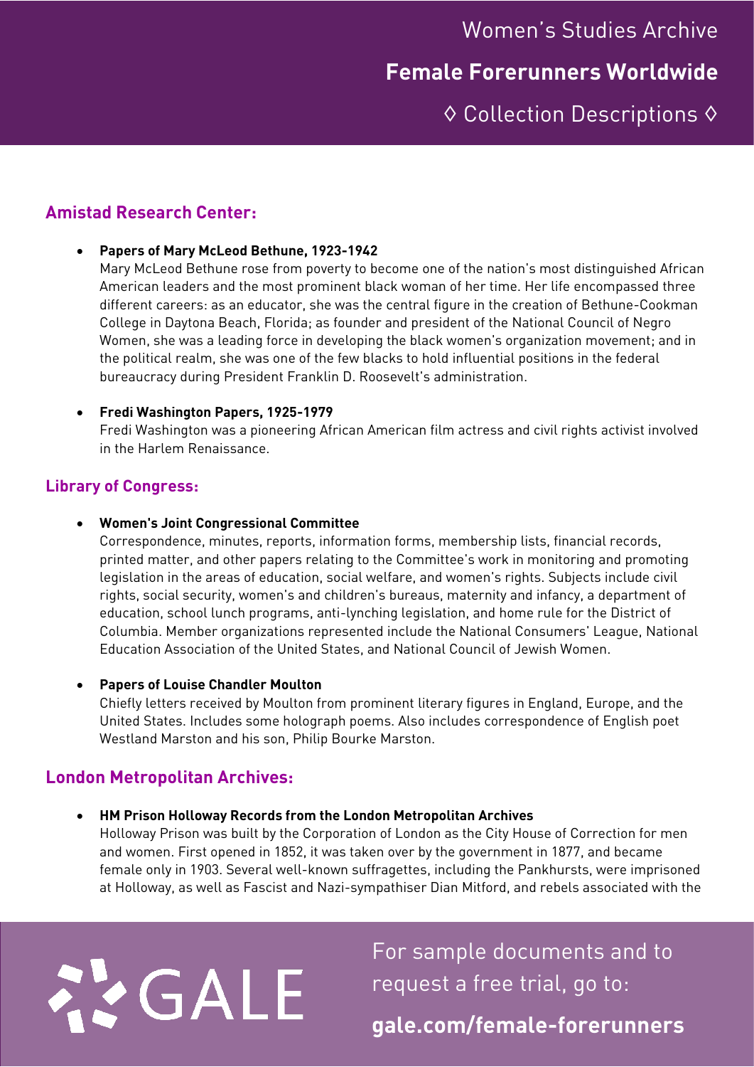## Amistad Research Center:

- **Papers of Mary McLeod Bethune, 1923-1942**
  Mary McLeod Bethune rose from poverty to become one of the nation's most distinguished African American leaders and the most prominent black woman of her time. Her life encompassed three different careers: as an educator, she was the central figure in the creation of Bethune-Cookman College in Daytona Beach, Florida; as founder and president of the National Council of Negro Women, she was a leading force in developing the black women's organization movement; and in the political realm, she was one of the few blacks to hold influential positions in the federal bureaucracy during President Franklin D. Roosevelt's administration.

- **Fredi Washington Papers, 1925-1979**
  Fredi Washington was a pioneering African American film actress and civil rights activist involved in the Harlem Renaissance.

## Library of Congress:

- **Women's Joint Congressional Committee**
  Correspondence, minutes, reports, information forms, membership lists, financial records, printed matter, and other papers relating to the Committee's work in monitoring and promoting legislation in the areas of education, social welfare, and women's rights. Subjects include civil rights, social security, women's and children's bureaus, maternity and infancy, a department of education, school lunch programs, anti-lynching legislation, and home rule for the District of Columbia. Member organizations represented include the National Consumers' League, National Education Association of the United States, and National Council of Jewish Women.

- **Papers of Louise Chandler Moulton**
  Chiefly letters received by Moulton from prominent literary figures in England, Europe, and the United States. Includes some holograph poems. Also includes correspondence of English poet Westland Marston and his son, Philip Bourke Marston.

## London Metropolitan Archives:

- **HM Prison Holloway Records from the London Metropolitan Archives**
  Holloway Prison was built by the Corporation of London as the City House of Correction for men and women. First opened in 1852, it was taken over by the government in 1877, and became female only in 1903. Several well-known suffragettes, including the Pankhursts, were imprisoned at Holloway, as well as Fascist and Nazi-sympathiser Dian Mitford, and rebels associated with the

For sample documents and to request a free trial, go to:

**gale.com/female-forerunners**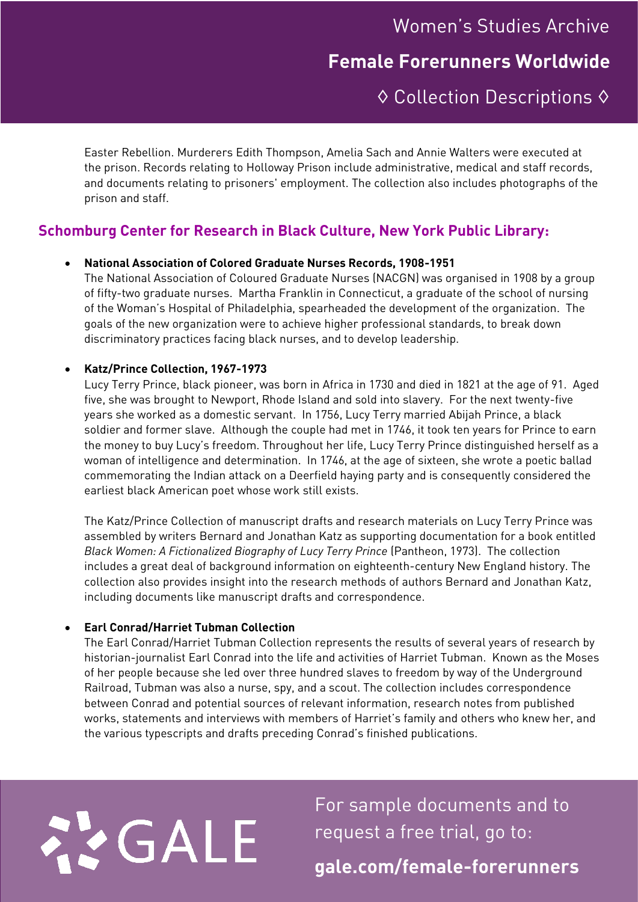Easter Rebellion. Murderers Edith Thompson, Amelia Sach and Annie Walters were executed at the prison. Records relating to Holloway Prison include administrative, medical and staff records, and documents relating to prisoners' employment. The collection also includes photographs of the prison and staff.

## Schomburg Center for Research in Black Culture, New York Public Library:

- **National Association of Colored Graduate Nurses Records, 1908-1951**
  The National Association of Coloured Graduate Nurses (NACGN) was organised in 1908 by a group of fifty-two graduate nurses. Martha Franklin in Connecticut, a graduate of the school of nursing of the Woman's Hospital of Philadelphia, spearheaded the development of the organization. The goals of the new organization were to achieve higher professional standards, to break down discriminatory practices facing black nurses, and to develop leadership.

- **Katz/Prince Collection, 1967-1973**
  Lucy Terry Prince, black pioneer, was born in Africa in 1730 and died in 1821 at the age of 91. Aged five, she was brought to Newport, Rhode Island and sold into slavery. For the next twenty-five years she worked as a domestic servant. In 1756, Lucy Terry married Abijah Prince, a black soldier and former slave. Although the couple had met in 1746, it took ten years for Prince to earn the money to buy Lucy's freedom. Throughout her life, Lucy Terry Prince distinguished herself as a woman of intelligence and determination. In 1746, at the age of sixteen, she wrote a poetic ballad commemorating the Indian attack on a Deerfield haying party and is consequently considered the earliest black American poet whose work still exists.

  The Katz/Prince Collection of manuscript drafts and research materials on Lucy Terry Prince was assembled by writers Bernard and Jonathan Katz as supporting documentation for a book entitled *Black Women: A Fictionalized Biography of Lucy Terry Prince* (Pantheon, 1973). The collection includes a great deal of background information on eighteenth-century New England history. The collection also provides insight into the research methods of authors Bernard and Jonathan Katz, including documents like manuscript drafts and correspondence.

- **Earl Conrad/Harriet Tubman Collection**
  The Earl Conrad/Harriet Tubman Collection represents the results of several years of research by historian-journalist Earl Conrad into the life and activities of Harriet Tubman. Known as the Moses of her people because she led over three hundred slaves to freedom by way of the Underground Railroad, Tubman was also a nurse, spy, and a scout. The collection includes correspondence between Conrad and potential sources of relevant information, research notes from published works, statements and interviews with members of Harriet's family and others who knew her, and the various typescripts and drafts preceding Conrad's finished publications.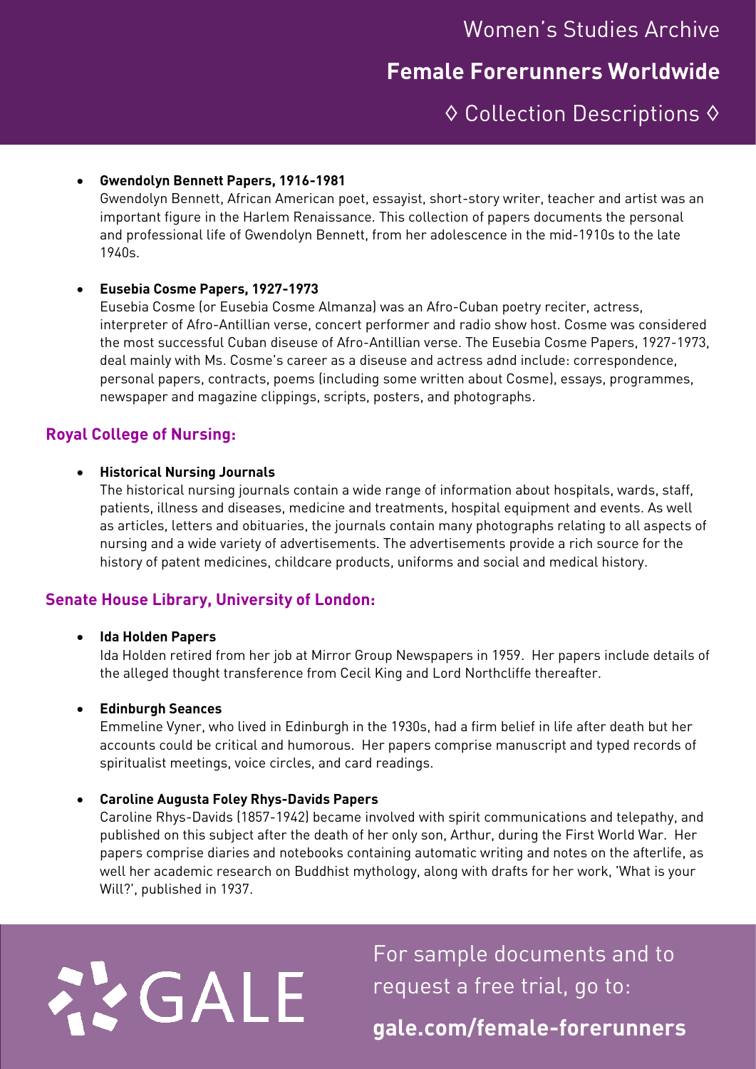- **Gwendolyn Bennett Papers, 1916-1981**
  Gwendolyn Bennett, African American poet, essayist, short-story writer, teacher and artist was an important figure in the Harlem Renaissance. This collection of papers documents the personal and professional life of Gwendolyn Bennett, from her adolescence in the mid-1910s to the late 1940s.

- **Eusebia Cosme Papers, 1927-1973**
  Eusebia Cosme (or Eusebia Cosme Almanza) was an Afro-Cuban poetry reciter, actress, interpreter of Afro-Antillian verse, concert performer and radio show host. Cosme was considered the most successful Cuban diseuse of Afro-Antillian verse. The Eusebia Cosme Papers, 1927-1973, deal mainly with Ms. Cosme's career as a diseuse and actress adnd include: correspondence, personal papers, contracts, poems (including some written about Cosme), essays, programmes, newspaper and magazine clippings, scripts, posters, and photographs.

## Royal College of Nursing:

- **Historical Nursing Journals**
  The historical nursing journals contain a wide range of information about hospitals, wards, staff, patients, illness and diseases, medicine and treatments, hospital equipment and events. As well as articles, letters and obituaries, the journals contain many photographs relating to all aspects of nursing and a wide variety of advertisements. The advertisements provide a rich source for the history of patent medicines, childcare products, uniforms and social and medical history.

## Senate House Library, University of London:

- **Ida Holden Papers**
  Ida Holden retired from her job at Mirror Group Newspapers in 1959. Her papers include details of the alleged thought transference from Cecil King and Lord Northcliffe thereafter.

- **Edinburgh Seances**
  Emmeline Vyner, who lived in Edinburgh in the 1930s, had a firm belief in life after death but her accounts could be critical and humorous. Her papers comprise manuscript and typed records of spiritualist meetings, voice circles, and card readings.

- **Caroline Augusta Foley Rhys-Davids Papers**
  Caroline Rhys-Davids (1857-1942) became involved with spirit communications and telepathy, and published on this subject after the death of her only son, Arthur, during the First World War. Her papers comprise diaries and notebooks containing automatic writing and notes on the afterlife, as well her academic research on Buddhist mythology, along with drafts for her work, 'What is your Will?', published in 1937.

GALE

For sample documents and to request a free trial, go to:

**gale.com/female-forerunners**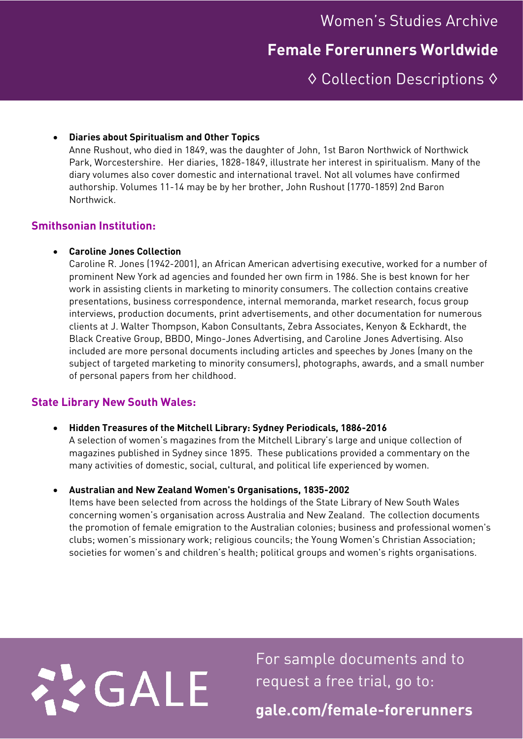- **Diaries about Spiritualism and Other Topics**
  Anne Rushout, who died in 1849, was the daughter of John, 1st Baron Northwick of Northwick Park, Worcestershire. Her diaries, 1828-1849, illustrate her interest in spiritualism. Many of the diary volumes also cover domestic and international travel. Not all volumes have confirmed authorship. Volumes 11-14 may be by her brother, John Rushout (1770-1859) 2nd Baron Northwick.

## Smithsonian Institution:

- **Caroline Jones Collection**
  Caroline R. Jones (1942-2001), an African American advertising executive, worked for a number of prominent New York ad agencies and founded her own firm in 1986. She is best known for her work in assisting clients in marketing to minority consumers. The collection contains creative presentations, business correspondence, internal memoranda, market research, focus group interviews, production documents, print advertisements, and other documentation for numerous clients at J. Walter Thompson, Kabon Consultants, Zebra Associates, Kenyon & Eckhardt, the Black Creative Group, BBDO, Mingo-Jones Advertising, and Caroline Jones Advertising. Also included are more personal documents including articles and speeches by Jones (many on the subject of targeted marketing to minority consumers), photographs, awards, and a small number of personal papers from her childhood.

## State Library New South Wales:

- **Hidden Treasures of the Mitchell Library: Sydney Periodicals, 1886-2016**
  A selection of women's magazines from the Mitchell Library's large and unique collection of magazines published in Sydney since 1895. These publications provided a commentary on the many activities of domestic, social, cultural, and political life experienced by women.

- **Australian and New Zealand Women's Organisations, 1835-2002**
  Items have been selected from across the holdings of the State Library of New South Wales concerning women's organisation across Australia and New Zealand. The collection documents the promotion of female emigration to the Australian colonies; business and professional women's clubs; women's missionary work; religious councils; the Young Women's Christian Association; societies for women's and children's health; political groups and women's rights organisations.

GALE

For sample documents and to request a free trial, go to:

**gale.com/female-forerunners**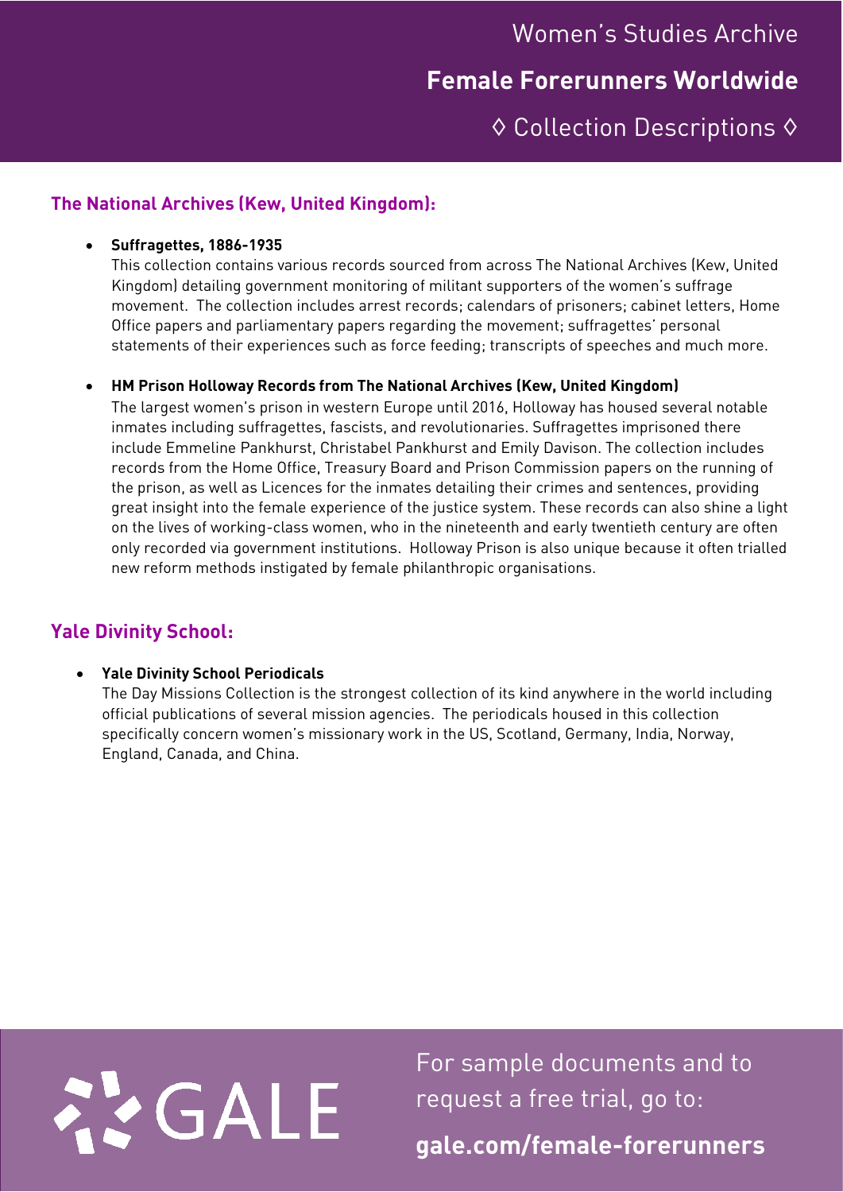## The National Archives (Kew, United Kingdom):

- **Suffragettes, 1886-1935**
  This collection contains various records sourced from across The National Archives (Kew, United Kingdom) detailing government monitoring of militant supporters of the women's suffrage movement. The collection includes arrest records; calendars of prisoners; cabinet letters, Home Office papers and parliamentary papers regarding the movement; suffragettes' personal statements of their experiences such as force feeding; transcripts of speeches and much more.

- **HM Prison Holloway Records from The National Archives (Kew, United Kingdom)**
  The largest women's prison in western Europe until 2016, Holloway has housed several notable inmates including suffragettes, fascists, and revolutionaries. Suffragettes imprisoned there include Emmeline Pankhurst, Christabel Pankhurst and Emily Davison. The collection includes records from the Home Office, Treasury Board and Prison Commission papers on the running of the prison, as well as Licences for the inmates detailing their crimes and sentences, providing great insight into the female experience of the justice system. These records can also shine a light on the lives of working-class women, who in the nineteenth and early twentieth century are often only recorded via government institutions. Holloway Prison is also unique because it often trialled new reform methods instigated by female philanthropic organisations.

## Yale Divinity School:

- **Yale Divinity School Periodicals**
  The Day Missions Collection is the strongest collection of its kind anywhere in the world including official publications of several mission agencies. The periodicals housed in this collection specifically concern women's missionary work in the US, Scotland, Germany, India, Norway, England, Canada, and China.

GALE

For sample documents and to request a free trial, go to:

**gale.com/female-forerunners**